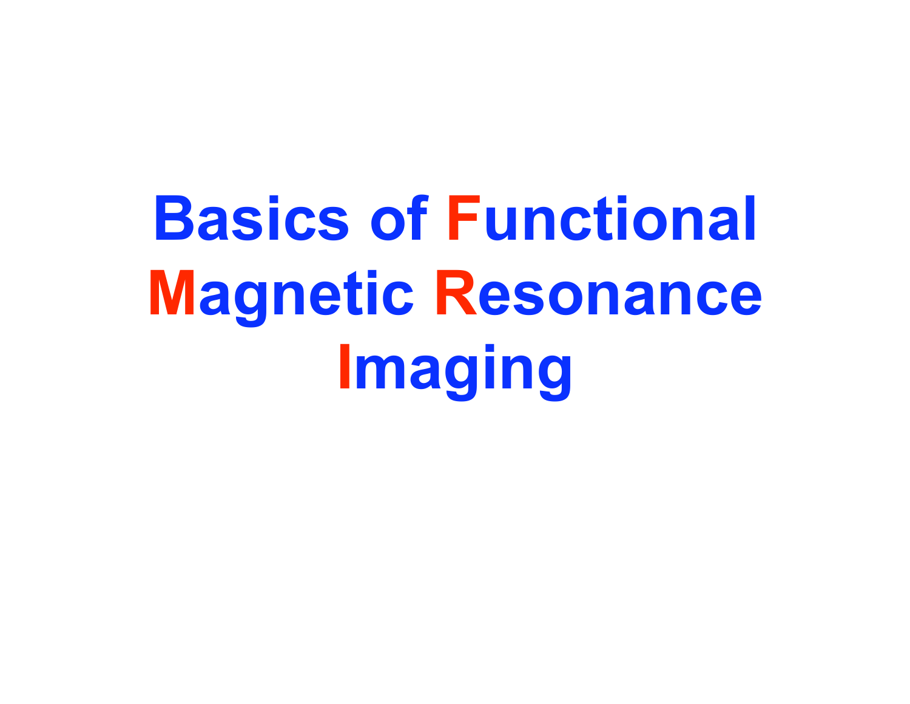# Basics of Functional Magnetic Resonance Imaging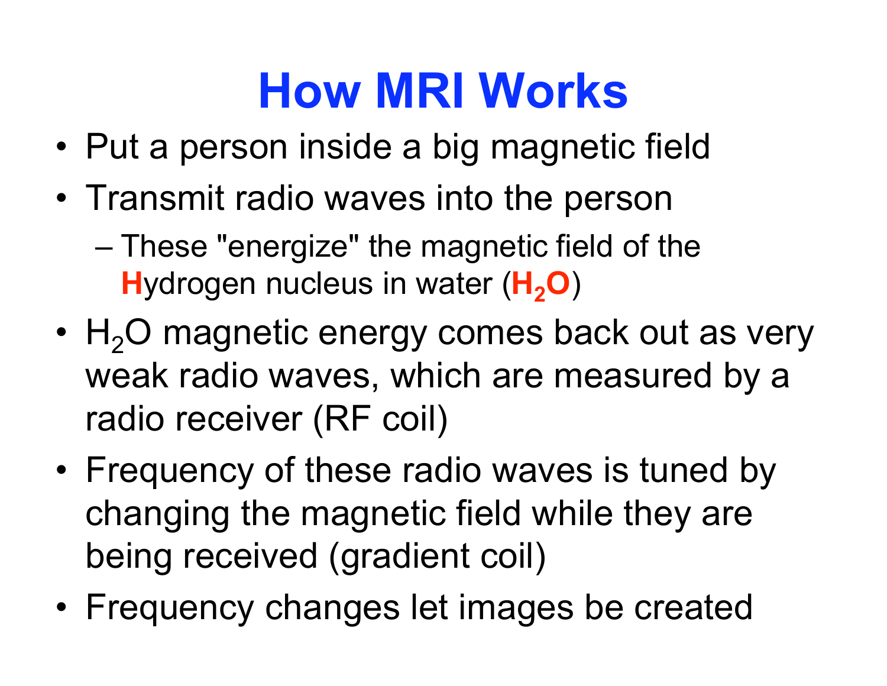# How MRI Works

- Put a person inside a big magnetic field
- Transmit radio waves into the person
  - These "energize" the magnetic field of the **H**ydrogen nucleus in water (**$H_2O$**)
- $H_2O$ magnetic energy comes back out as very weak radio waves, which are measured by a radio receiver (RF coil)
- Frequency of these radio waves is tuned by changing the magnetic field while they are being received (gradient coil)
- Frequency changes let images be created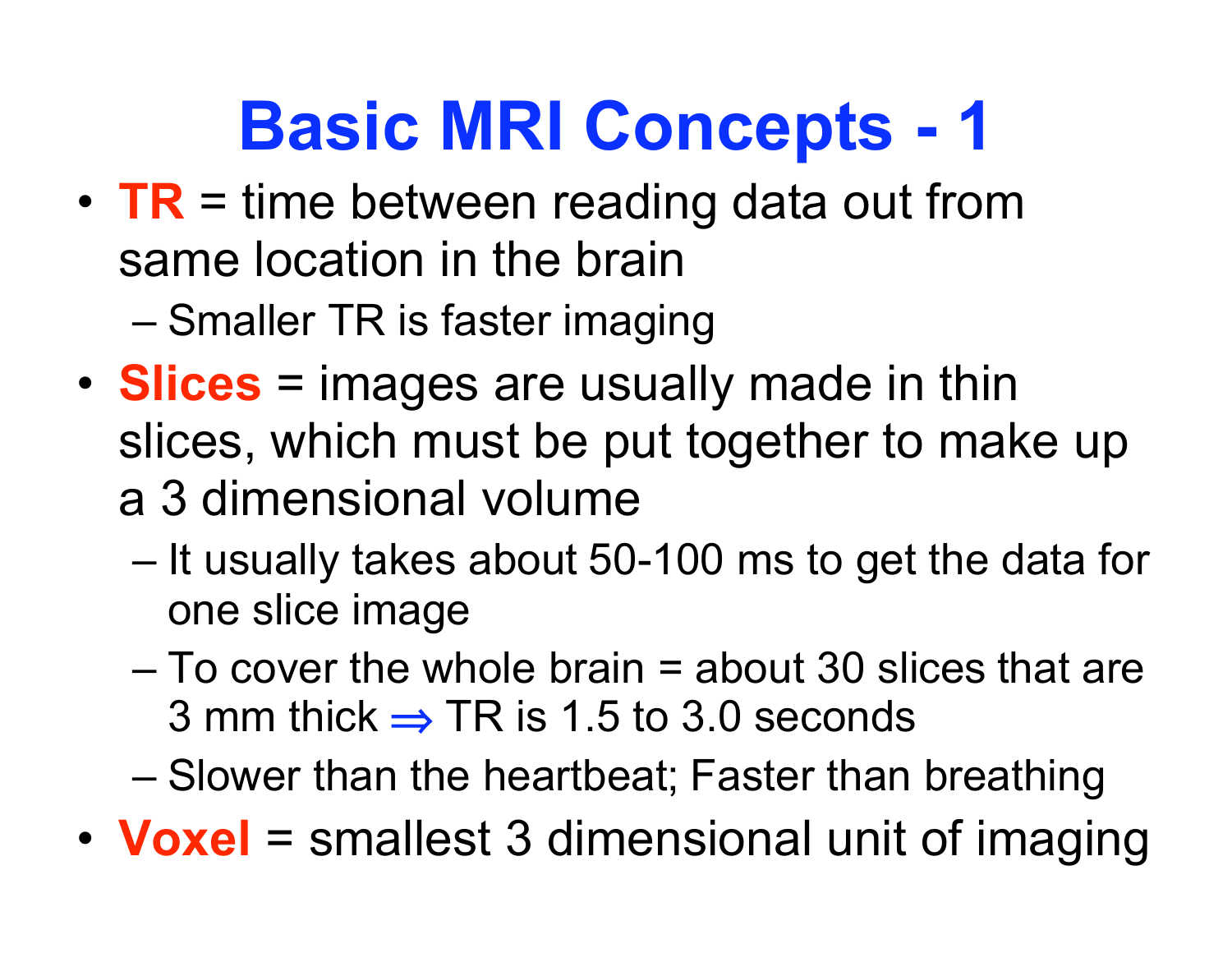# Basic MRI Concepts - 1

- **TR** = time between reading data out from same location in the brain
  - Smaller TR is faster imaging
- **Slices** = images are usually made in thin slices, which must be put together to make up a 3 dimensional volume
  - It usually takes about 50-100 ms to get the data for one slice image
  - To cover the whole brain = about 30 slices that are 3 mm thick $\Rightarrow$ TR is 1.5 to 3.0 seconds
  - Slower than the heartbeat; Faster than breathing
- **Voxel** = smallest 3 dimensional unit of imaging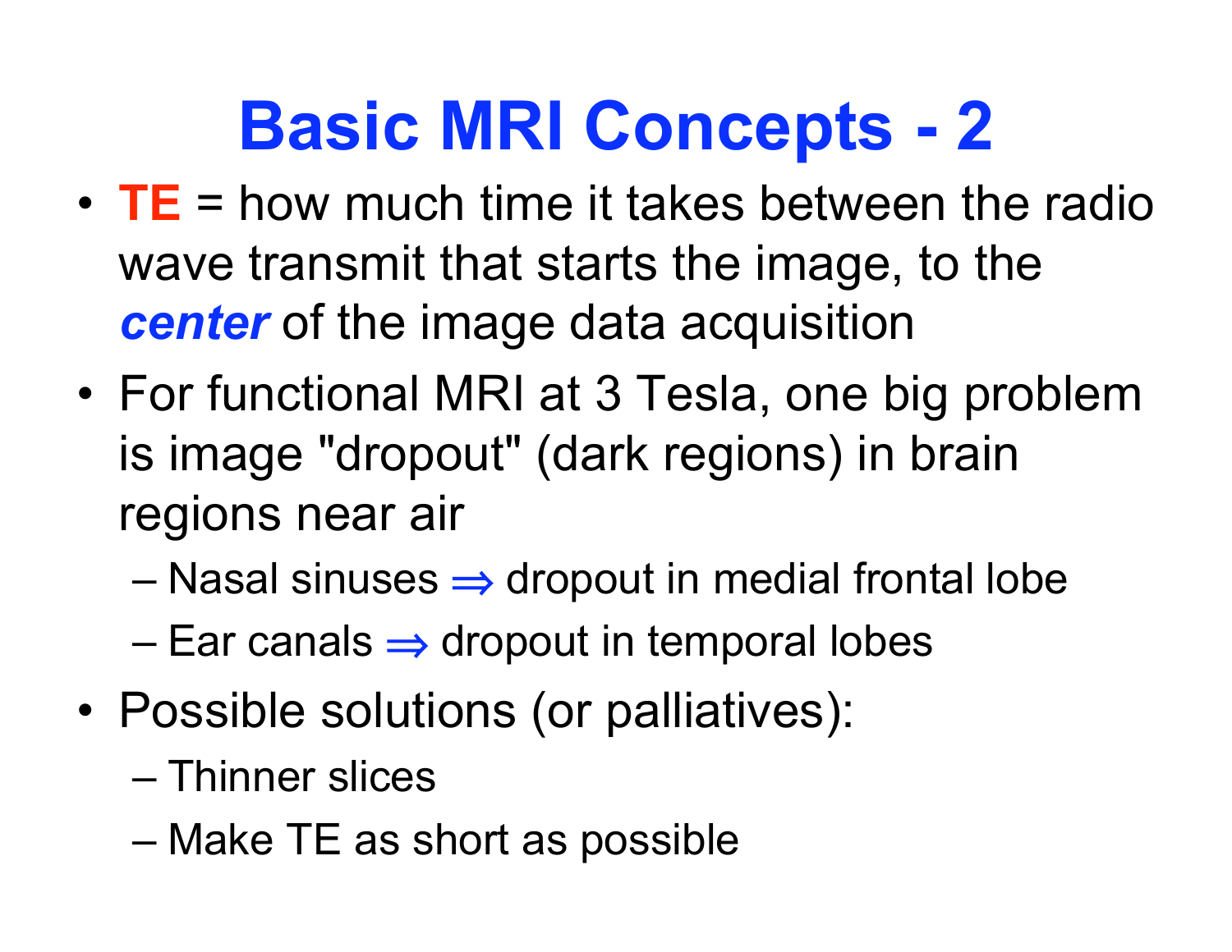# Basic MRI Concepts - 2

- **TE** = how much time it takes between the radio wave transmit that starts the image, to the ***center*** of the image data acquisition
- For functional MRI at 3 Tesla, one big problem is image "dropout" (dark regions) in brain regions near air
  - Nasal sinuses $\Rightarrow$ dropout in medial frontal lobe
  - Ear canals $\Rightarrow$ dropout in temporal lobes
- Possible solutions (or palliatives):
  - Thinner slices
  - Make TE as short as possible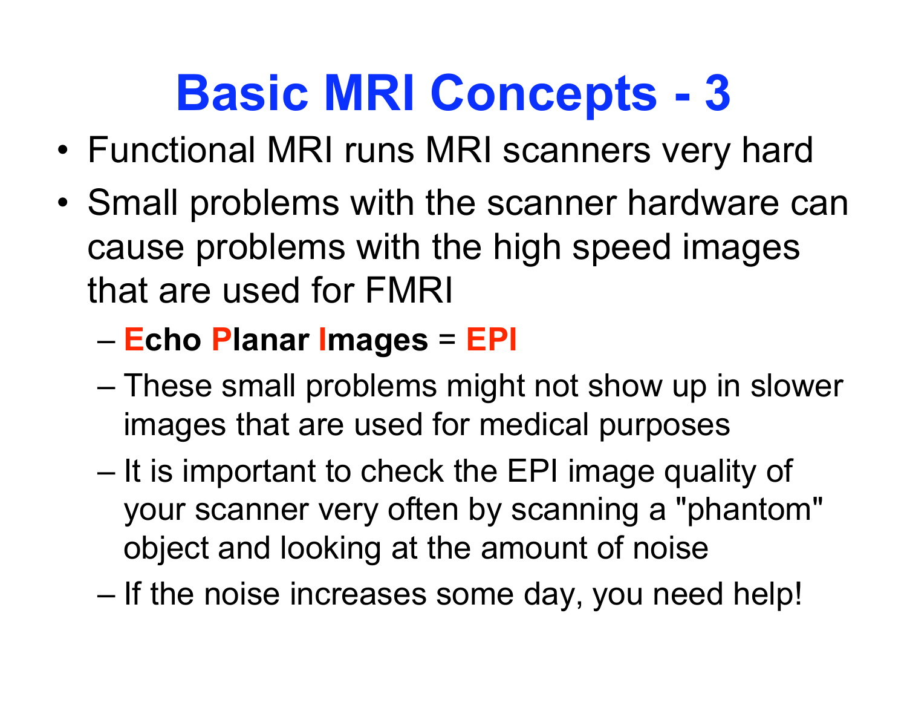# Basic MRI Concepts - 3

- Functional MRI runs MRI scanners very hard
- Small problems with the scanner hardware can cause problems with the high speed images that are used for FMRI
  - **Echo Planar Images** = **EPI**
  - These small problems might not show up in slower images that are used for medical purposes
  - It is important to check the EPI image quality of your scanner very often by scanning a "phantom" object and looking at the amount of noise
  - If the noise increases some day, you need help!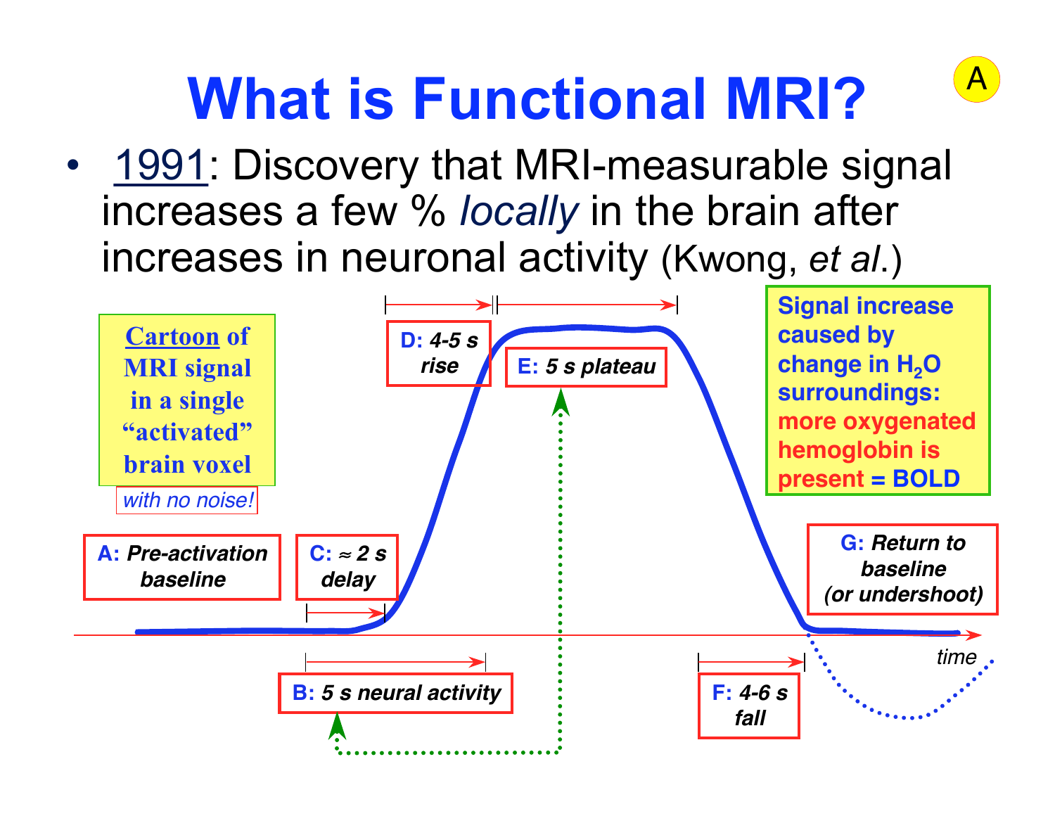# What is Functional MRI?

A

- 1991: Discovery that MRI-measurable signal increases a few % *locally* in the brain after increases in neuronal activity (Kwong, *et al.*)

**Cartoon of MRI signal in a single "activated" brain voxel**

*with no noise!*

**A:** ***Pre-activation baseline***

**B:** ***5 s neural activity***

**C:** ***≈ 2 s delay***

**D:** ***4-5 s rise***

**E:** ***5 s plateau***

**F:** ***4-6 s fall***

**G:** ***Return to baseline (or undershoot)***

*time*

**Signal increase caused by change in $H_2O$ surroundings: more oxygenated hemoglobin is present = BOLD**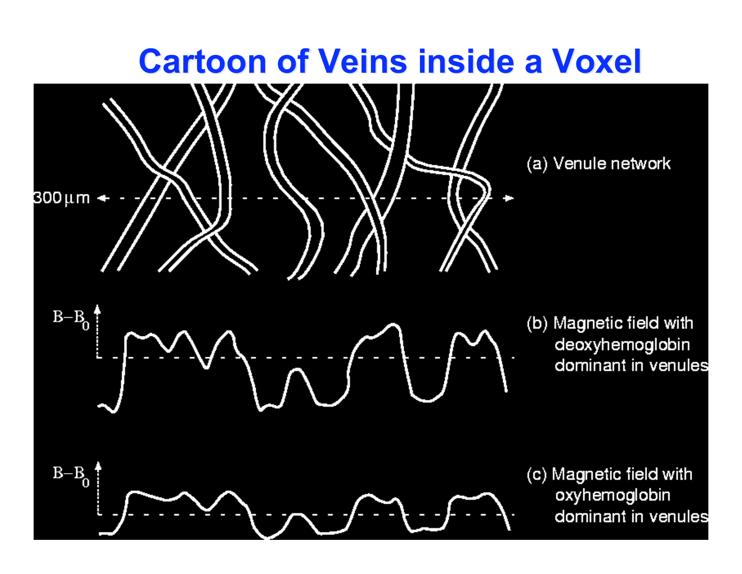# Cartoon of Veins inside a Voxel

300 µm

(a) Venule network

$B-B_0$

(b) Magnetic field with deoxyhemoglobin dominant in venules

$B-B_0$

(c) Magnetic field with oxyhemoglobin dominant in venules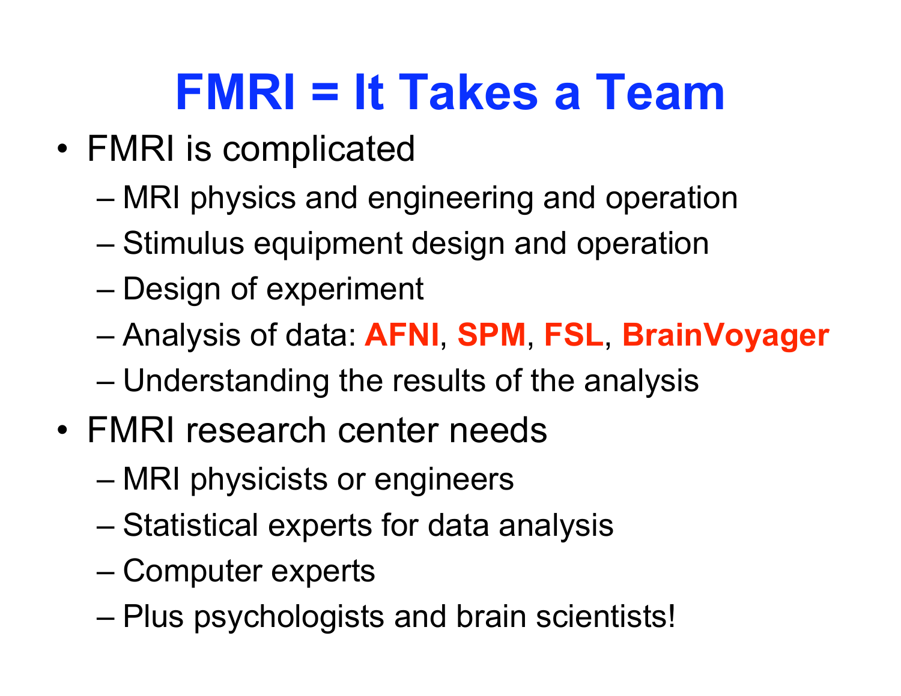# FMRI = It Takes a Team

- FMRI is complicated
  - MRI physics and engineering and operation
  - Stimulus equipment design and operation
  - Design of experiment
  - Analysis of data: **AFNI**, **SPM**, **FSL**, **BrainVoyager**
  - Understanding the results of the analysis
- FMRI research center needs
  - MRI physicists or engineers
  - Statistical experts for data analysis
  - Computer experts
  - Plus psychologists and brain scientists!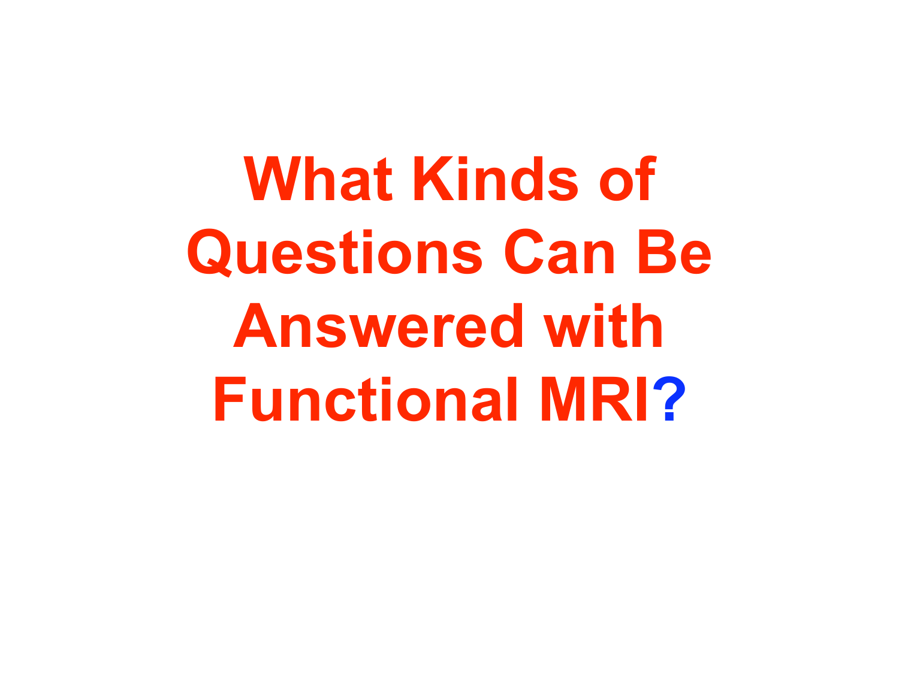# What Kinds of Questions Can Be Answered with Functional MRI?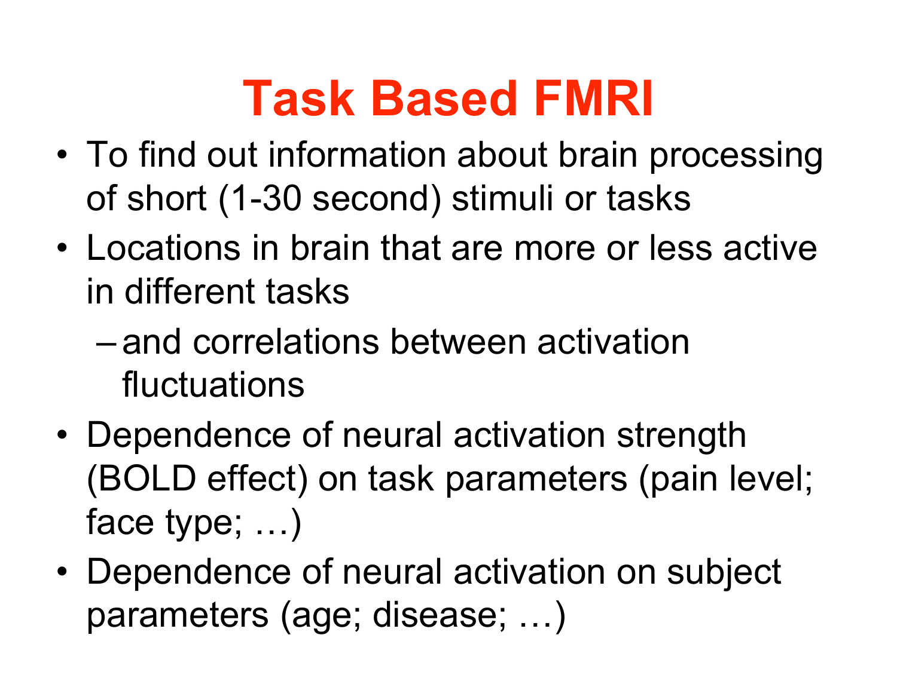# Task Based FMRI

- To find out information about brain processing of short (1-30 second) stimuli or tasks
- Locations in brain that are more or less active in different tasks
  - and correlations between activation fluctuations
- Dependence of neural activation strength (BOLD effect) on task parameters (pain level; face type; …)
- Dependence of neural activation on subject parameters (age; disease; …)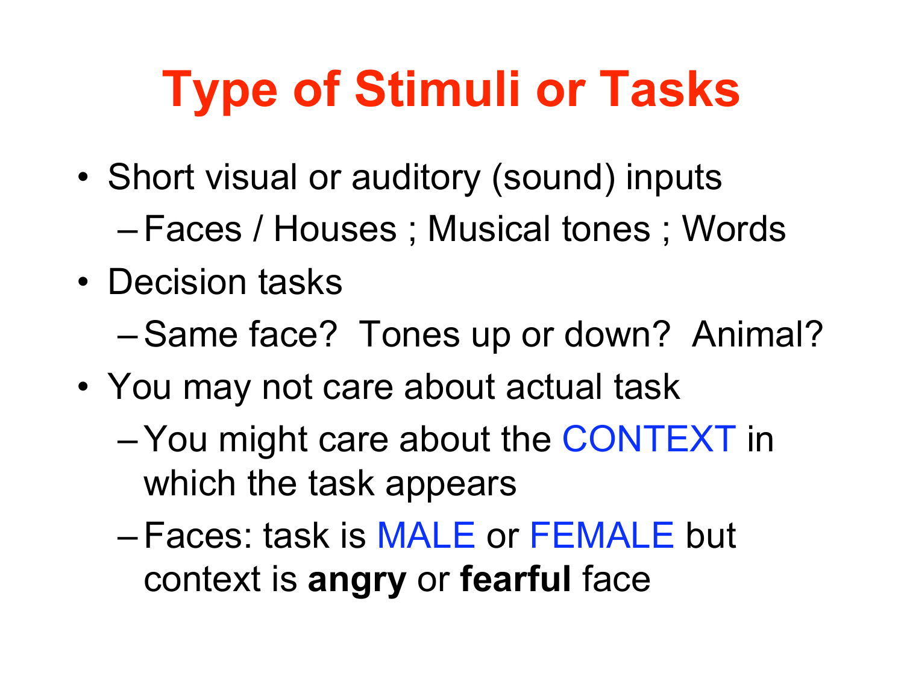# Type of Stimuli or Tasks

- Short visual or auditory (sound) inputs
  - Faces / Houses ; Musical tones ; Words
- Decision tasks
  - Same face? Tones up or down? Animal?
- You may not care about actual task
  - You might care about the CONTEXT in which the task appears
  - Faces: task is MALE or FEMALE but context is **angry** or **fearful** face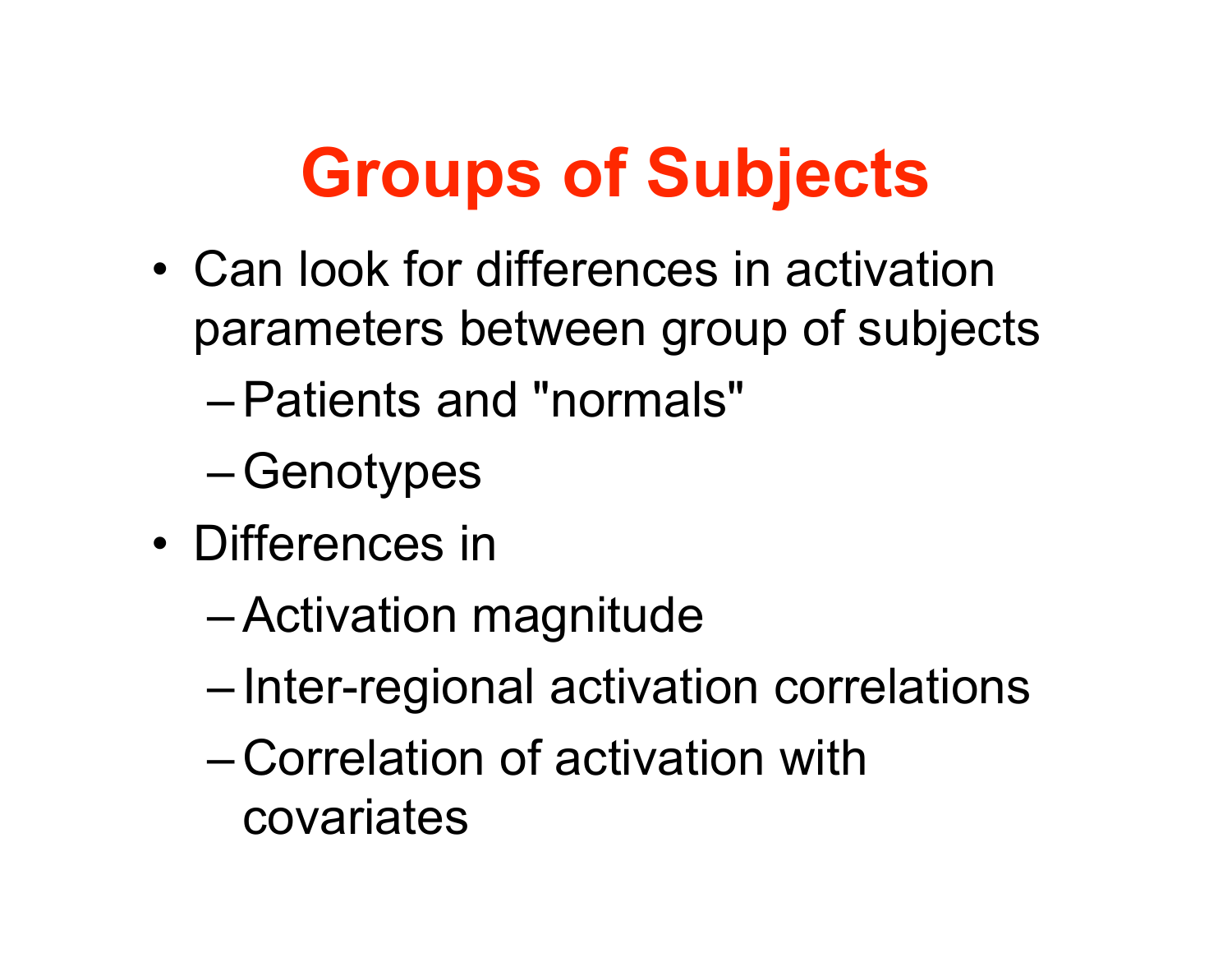# Groups of Subjects

- Can look for differences in activation parameters between group of subjects
  - Patients and "normals"
  - Genotypes
- Differences in
  - Activation magnitude
  - Inter-regional activation correlations
  - Correlation of activation with covariates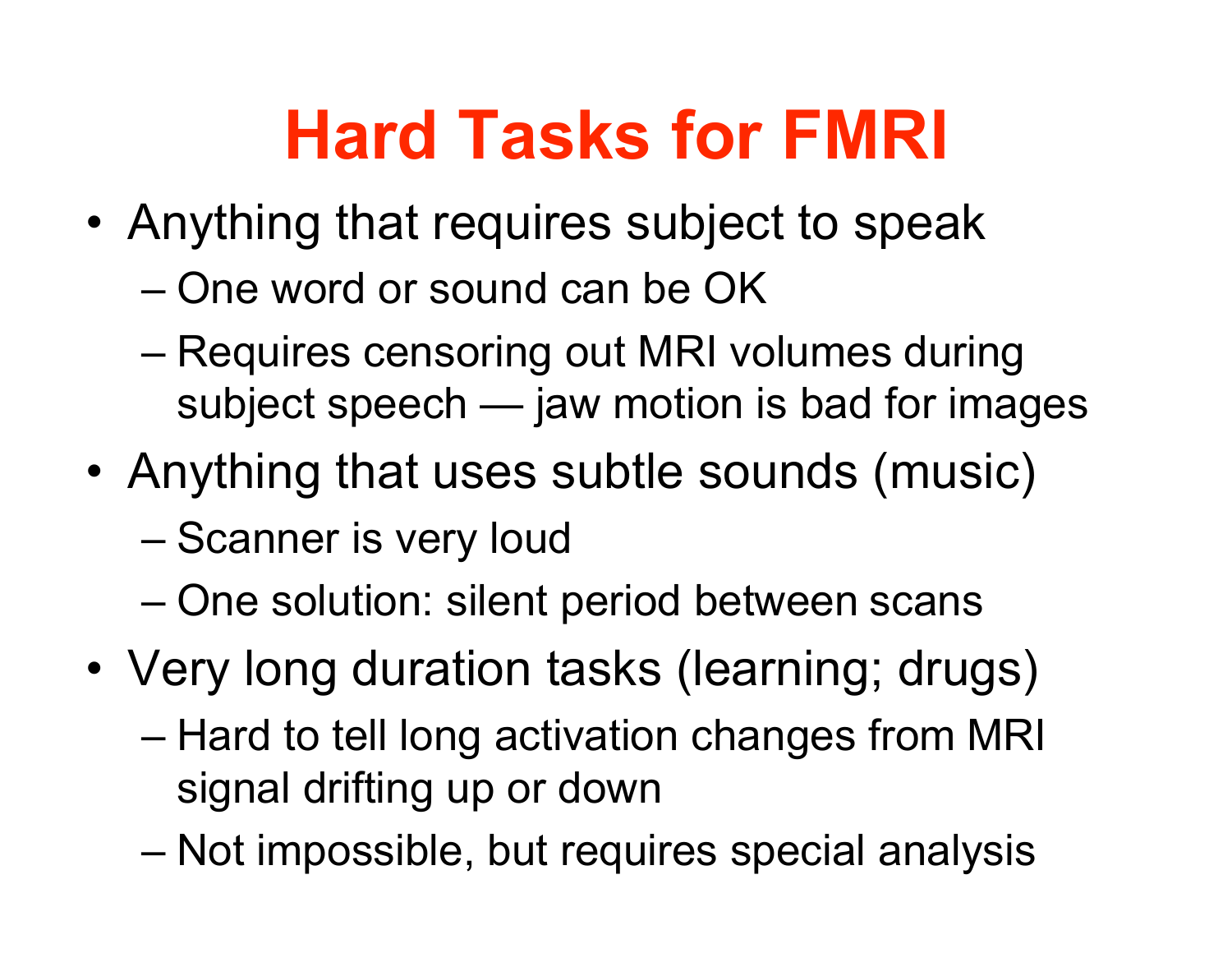# Hard Tasks for FMRI

- Anything that requires subject to speak
  - One word or sound can be OK
  - Requires censoring out MRI volumes during subject speech — jaw motion is bad for images
- Anything that uses subtle sounds (music)
  - Scanner is very loud
  - One solution: silent period between scans
- Very long duration tasks (learning; drugs)
  - Hard to tell long activation changes from MRI signal drifting up or down
  - Not impossible, but requires special analysis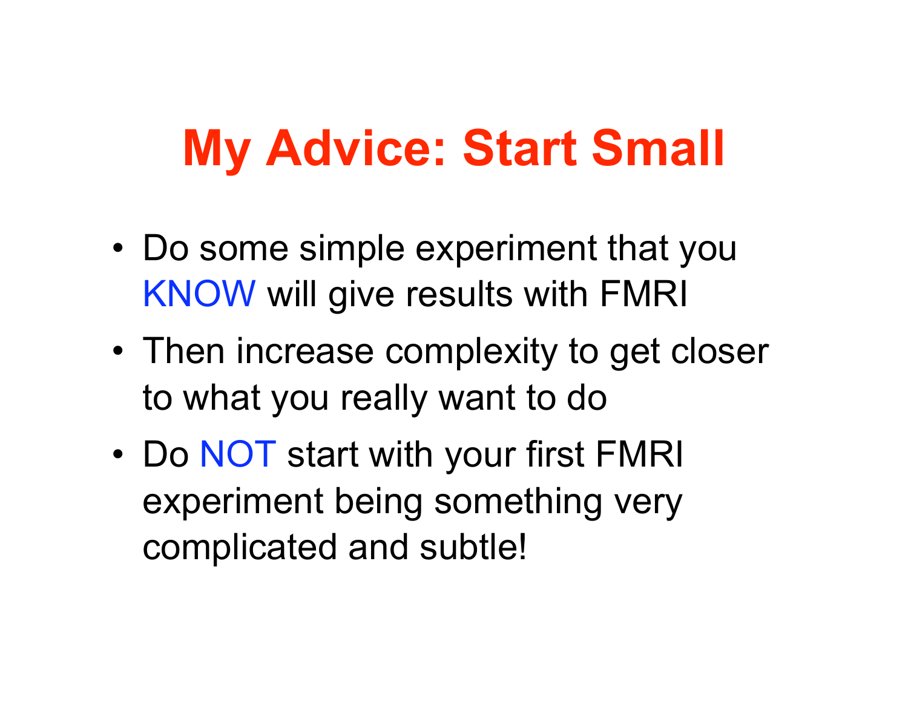# My Advice: Start Small

- Do some simple experiment that you KNOW will give results with FMRI
- Then increase complexity to get closer to what you really want to do
- Do NOT start with your first FMRI experiment being something very complicated and subtle!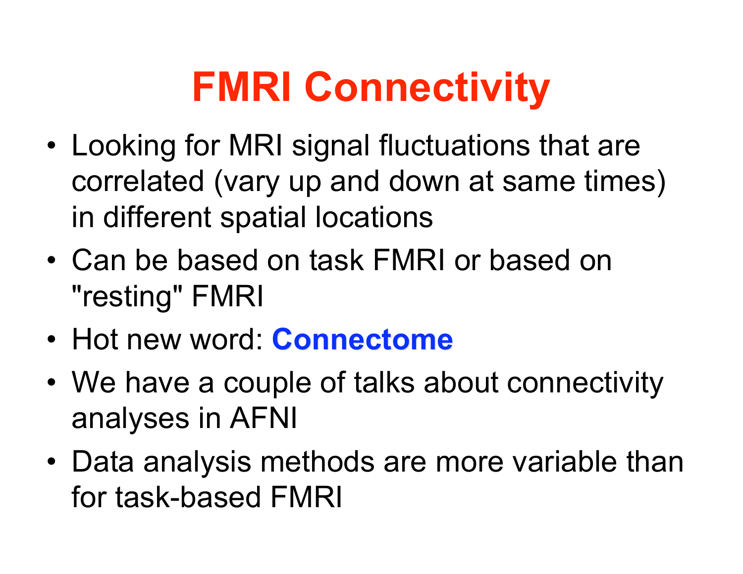# FMRI Connectivity

- Looking for MRI signal fluctuations that are correlated (vary up and down at same times) in different spatial locations
- Can be based on task FMRI or based on "resting" FMRI
- Hot new word: **Connectome**
- We have a couple of talks about connectivity analyses in AFNI
- Data analysis methods are more variable than for task-based FMRI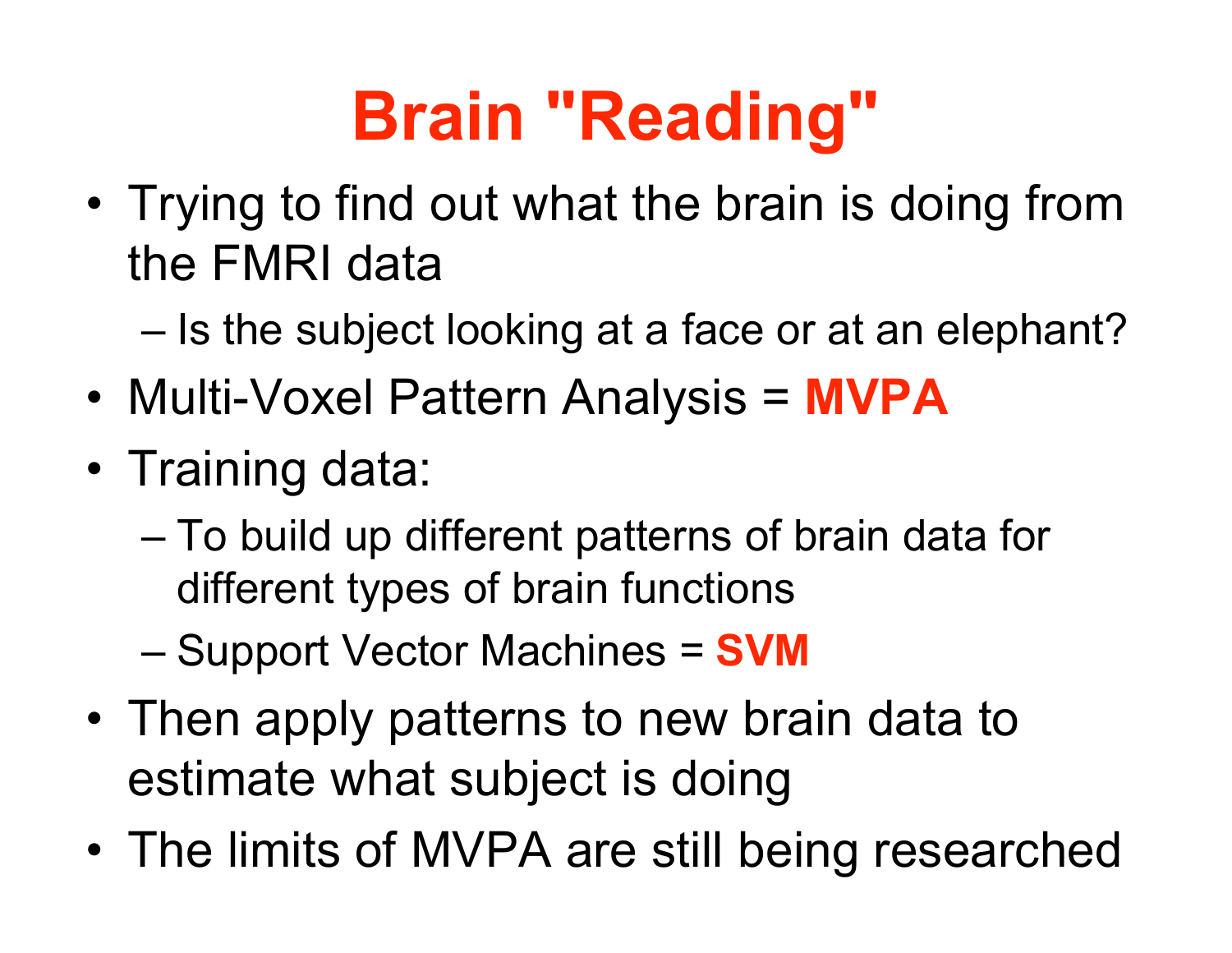# Brain "Reading"

- Trying to find out what the brain is doing from the FMRI data
  - Is the subject looking at a face or at an elephant?
- Multi-Voxel Pattern Analysis = **MVPA**
- Training data:
  - To build up different patterns of brain data for different types of brain functions
  - Support Vector Machines = **SVM**
- Then apply patterns to new brain data to estimate what subject is doing
- The limits of MVPA are still being researched